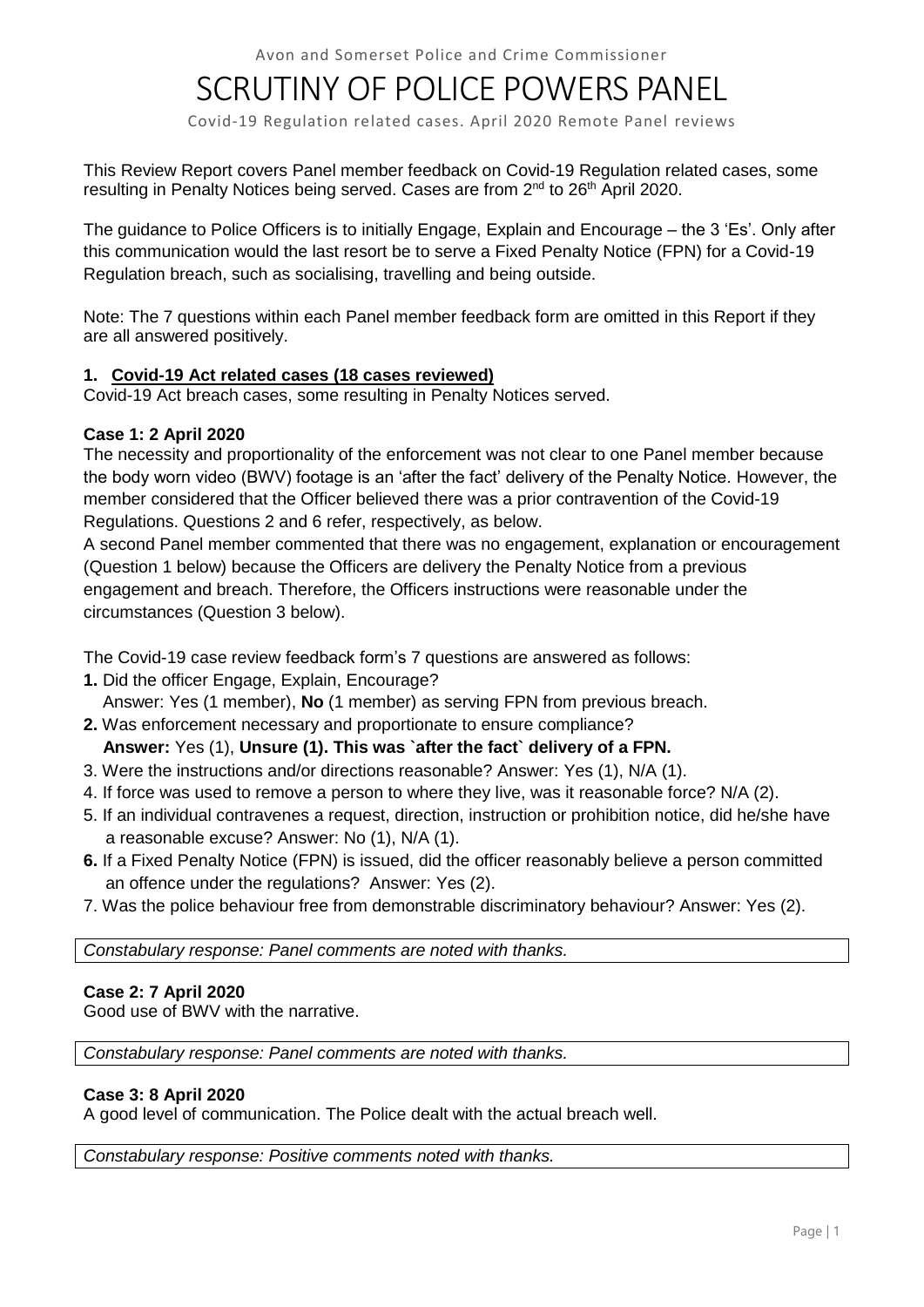Avon and Somerset Police and Crime Commissioner

# SCRUTINY OF POLICE POWERS PANEL

Covid-19 Regulation related cases. April 2020 Remote Panel reviews

This Review Report covers Panel member feedback on Covid-19 Regulation related cases, some resulting in Penalty Notices being served. Cases are from 2nd to 26th April 2020.

The guidance to Police Officers is to initially Engage, Explain and Encourage – the 3 'Es'. Only after this communication would the last resort be to serve a Fixed Penalty Notice (FPN) for a Covid-19 Regulation breach, such as socialising, travelling and being outside.

Note: The 7 questions within each Panel member feedback form are omitted in this Report if they are all answered positively.

## 1. Covid-19 Act related cases (18 cases reviewed)

Covid-19 Act breach cases, some resulting in Penalty Notices served.

### Case 1: 2 April 2020

The necessity and proportionality of the enforcement was not clear to one Panel member because the body worn video (BWV) footage is an 'after the fact' delivery of the Penalty Notice. However, the member considered that the Officer believed there was a prior contravention of the Covid-19 Regulations. Questions 2 and 6 refer, respectively, as below.

A second Panel member commented that there was no engagement, explanation or encouragement (Question 1 below) because the Officers are delivery the Penalty Notice from a previous engagement and breach. Therefore, the Officers instructions were reasonable under the circumstances (Question 3 below).

The Covid-19 case review feedback form's 7 questions are answered as follows:

**1.** Did the officer Engage, Explain, Encourage?
   Answer: Yes (1 member), **No** (1 member) as serving FPN from previous breach.

**2.** Was enforcement necessary and proportionate to ensure compliance?
   **Answer:** Yes (1), **Unsure (1). This was `after the fact` delivery of a FPN.**

3. Were the instructions and/or directions reasonable? Answer: Yes (1), N/A (1).

4. If force was used to remove a person to where they live, was it reasonable force? N/A (2).

5. If an individual contravenes a request, direction, instruction or prohibition notice, did he/she have a reasonable excuse? Answer: No (1), N/A (1).

**6.** If a Fixed Penalty Notice (FPN) is issued, did the officer reasonably believe a person committed an offence under the regulations? Answer: Yes (2).

7. Was the police behaviour free from demonstrable discriminatory behaviour? Answer: Yes (2).

*Constabulary response: Panel comments are noted with thanks.*

### Case 2: 7 April 2020

Good use of BWV with the narrative.

*Constabulary response: Panel comments are noted with thanks.*

### Case 3: 8 April 2020

A good level of communication. The Police dealt with the actual breach well.

*Constabulary response: Positive comments noted with thanks.*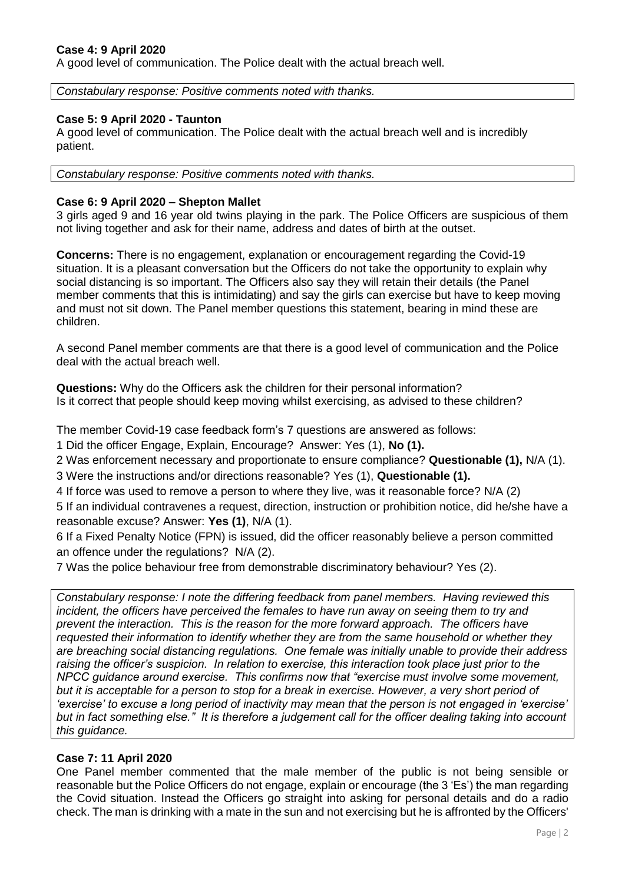**Case 4: 9 April 2020**

A good level of communication. The Police dealt with the actual breach well.

*Constabulary response: Positive comments noted with thanks.*

**Case 5: 9 April 2020 - Taunton**

A good level of communication. The Police dealt with the actual breach well and is incredibly patient.

*Constabulary response: Positive comments noted with thanks.*

**Case 6: 9 April 2020 – Shepton Mallet**

3 girls aged 9 and 16 year old twins playing in the park. The Police Officers are suspicious of them not living together and ask for their name, address and dates of birth at the outset.

**Concerns:** There is no engagement, explanation or encouragement regarding the Covid-19 situation. It is a pleasant conversation but the Officers do not take the opportunity to explain why social distancing is so important. The Officers also say they will retain their details (the Panel member comments that this is intimidating) and say the girls can exercise but have to keep moving and must not sit down. The Panel member questions this statement, bearing in mind these are children.

A second Panel member comments are that there is a good level of communication and the Police deal with the actual breach well.

**Questions:** Why do the Officers ask the children for their personal information?
Is it correct that people should keep moving whilst exercising, as advised to these children?

The member Covid-19 case feedback form's 7 questions are answered as follows:

1 Did the officer Engage, Explain, Encourage? Answer: Yes (1), **No (1).**

2 Was enforcement necessary and proportionate to ensure compliance? **Questionable (1),** N/A (1).

3 Were the instructions and/or directions reasonable? Yes (1), **Questionable (1).**

4 If force was used to remove a person to where they live, was it reasonable force? N/A (2)

5 If an individual contravenes a request, direction, instruction or prohibition notice, did he/she have a reasonable excuse? Answer: **Yes (1)**, N/A (1).

6 If a Fixed Penalty Notice (FPN) is issued, did the officer reasonably believe a person committed an offence under the regulations? N/A (2).

7 Was the police behaviour free from demonstrable discriminatory behaviour? Yes (2).

*Constabulary response: I note the differing feedback from panel members. Having reviewed this incident, the officers have perceived the females to have run away on seeing them to try and prevent the interaction. This is the reason for the more forward approach. The officers have requested their information to identify whether they are from the same household or whether they are breaching social distancing regulations. One female was initially unable to provide their address raising the officer's suspicion. In relation to exercise, this interaction took place just prior to the NPCC guidance around exercise. This confirms now that "exercise must involve some movement, but it is acceptable for a person to stop for a break in exercise. However, a very short period of 'exercise' to excuse a long period of inactivity may mean that the person is not engaged in 'exercise' but in fact something else." It is therefore a judgement call for the officer dealing taking into account this guidance.*

**Case 7: 11 April 2020**

One Panel member commented that the male member of the public is not being sensible or reasonable but the Police Officers do not engage, explain or encourage (the 3 'Es') the man regarding the Covid situation. Instead the Officers go straight into asking for personal details and do a radio check. The man is drinking with a mate in the sun and not exercising but he is affronted by the Officers'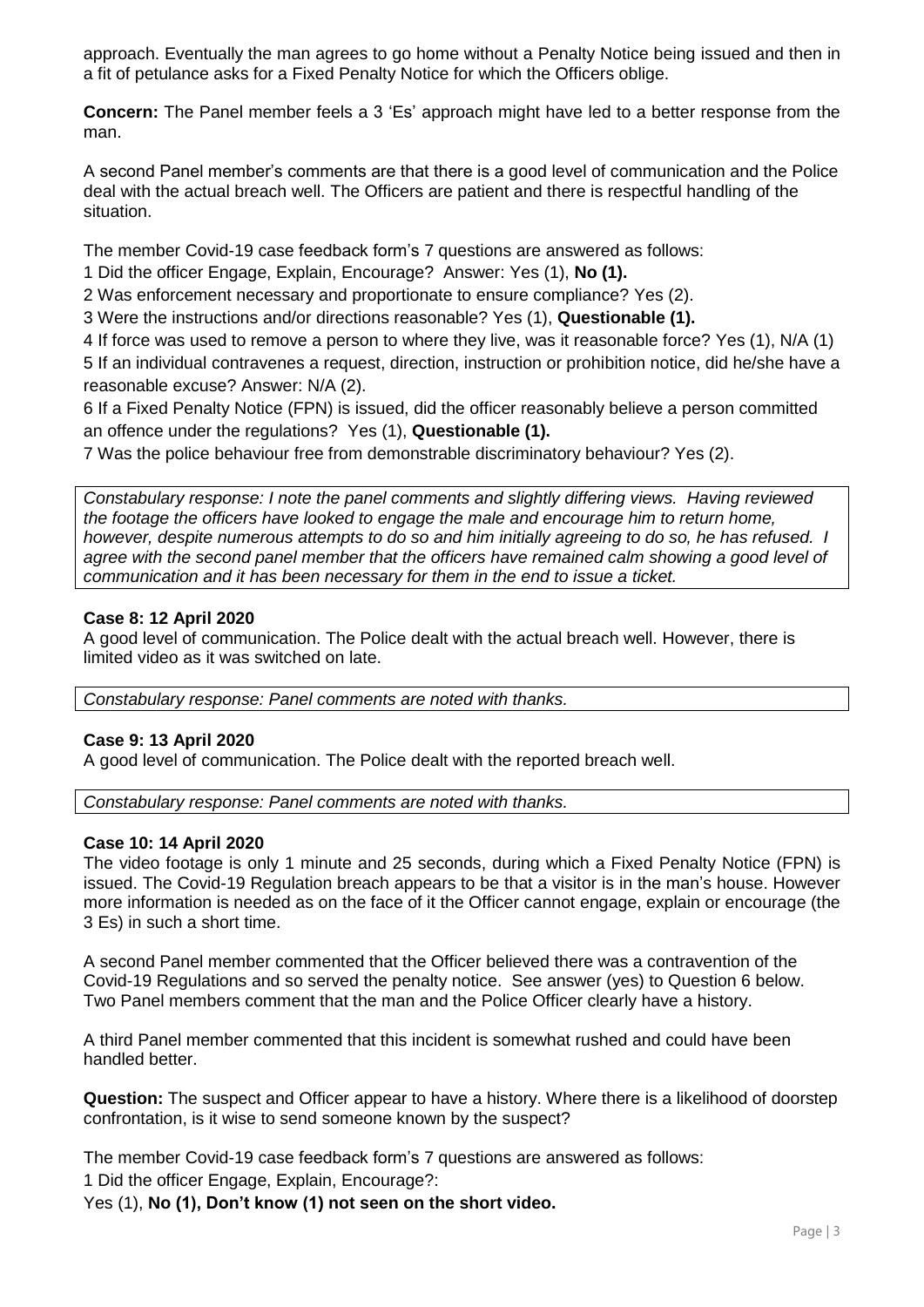approach. Eventually the man agrees to go home without a Penalty Notice being issued and then in a fit of petulance asks for a Fixed Penalty Notice for which the Officers oblige.

**Concern:** The Panel member feels a 3 'Es' approach might have led to a better response from the man.

A second Panel member's comments are that there is a good level of communication and the Police deal with the actual breach well. The Officers are patient and there is respectful handling of the situation.

The member Covid-19 case feedback form's 7 questions are answered as follows:

1 Did the officer Engage, Explain, Encourage? Answer: Yes (1), **No (1).**

2 Was enforcement necessary and proportionate to ensure compliance? Yes (2).

3 Were the instructions and/or directions reasonable? Yes (1), **Questionable (1).**

4 If force was used to remove a person to where they live, was it reasonable force? Yes (1), N/A (1)

5 If an individual contravenes a request, direction, instruction or prohibition notice, did he/she have a reasonable excuse? Answer: N/A (2).

6 If a Fixed Penalty Notice (FPN) is issued, did the officer reasonably believe a person committed an offence under the regulations? Yes (1), **Questionable (1).**

7 Was the police behaviour free from demonstrable discriminatory behaviour? Yes (2).

*Constabulary response: I note the panel comments and slightly differing views. Having reviewed the footage the officers have looked to engage the male and encourage him to return home, however, despite numerous attempts to do so and him initially agreeing to do so, he has refused. I agree with the second panel member that the officers have remained calm showing a good level of communication and it has been necessary for them in the end to issue a ticket.*

**Case 8: 12 April 2020**

A good level of communication. The Police dealt with the actual breach well. However, there is limited video as it was switched on late.

*Constabulary response: Panel comments are noted with thanks.*

**Case 9: 13 April 2020**

A good level of communication. The Police dealt with the reported breach well.

*Constabulary response: Panel comments are noted with thanks.*

**Case 10: 14 April 2020**

The video footage is only 1 minute and 25 seconds, during which a Fixed Penalty Notice (FPN) is issued. The Covid-19 Regulation breach appears to be that a visitor is in the man's house. However more information is needed as on the face of it the Officer cannot engage, explain or encourage (the 3 Es) in such a short time.

A second Panel member commented that the Officer believed there was a contravention of the Covid-19 Regulations and so served the penalty notice. See answer (yes) to Question 6 below. Two Panel members comment that the man and the Police Officer clearly have a history.

A third Panel member commented that this incident is somewhat rushed and could have been handled better.

**Question:** The suspect and Officer appear to have a history. Where there is a likelihood of doorstep confrontation, is it wise to send someone known by the suspect?

The member Covid-19 case feedback form's 7 questions are answered as follows:

1 Did the officer Engage, Explain, Encourage?:

Yes (1), **No (1), Don't know (1) not seen on the short video.**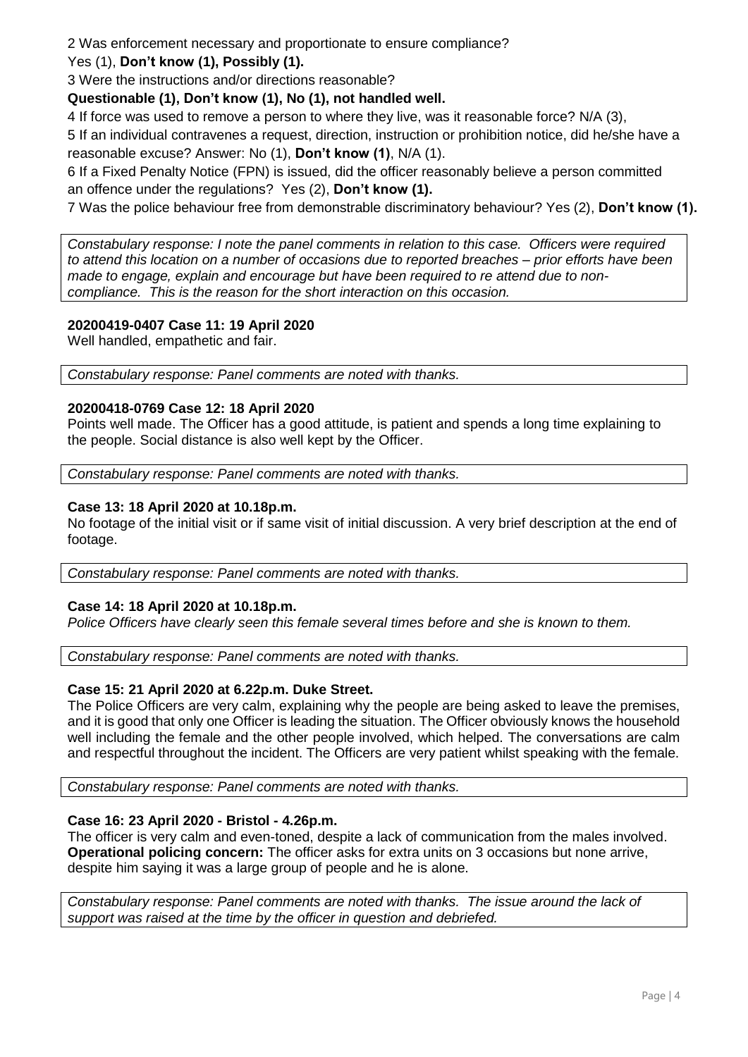2 Was enforcement necessary and proportionate to ensure compliance?

Yes (1), **Don't know (1), Possibly (1).**

3 Were the instructions and/or directions reasonable?

**Questionable (1), Don't know (1), No (1), not handled well.**

4 If force was used to remove a person to where they live, was it reasonable force? N/A (3),

5 If an individual contravenes a request, direction, instruction or prohibition notice, did he/she have a reasonable excuse? Answer: No (1), **Don't know (1)**, N/A (1).

6 If a Fixed Penalty Notice (FPN) is issued, did the officer reasonably believe a person committed an offence under the regulations? Yes (2), **Don't know (1).**

7 Was the police behaviour free from demonstrable discriminatory behaviour? Yes (2), **Don't know (1).**

*Constabulary response: I note the panel comments in relation to this case. Officers were required to attend this location on a number of occasions due to reported breaches – prior efforts have been made to engage, explain and encourage but have been required to re attend due to non-compliance. This is the reason for the short interaction on this occasion.*

**20200419-0407 Case 11: 19 April 2020**

Well handled, empathetic and fair.

*Constabulary response: Panel comments are noted with thanks.*

**20200418-0769 Case 12: 18 April 2020**

Points well made. The Officer has a good attitude, is patient and spends a long time explaining to the people. Social distance is also well kept by the Officer.

*Constabulary response: Panel comments are noted with thanks.*

**Case 13: 18 April 2020 at 10.18p.m.**

No footage of the initial visit or if same visit of initial discussion. A very brief description at the end of footage.

*Constabulary response: Panel comments are noted with thanks.*

**Case 14: 18 April 2020 at 10.18p.m.**

*Police Officers have clearly seen this female several times before and she is known to them.*

*Constabulary response: Panel comments are noted with thanks.*

**Case 15: 21 April 2020 at 6.22p.m. Duke Street.**

The Police Officers are very calm, explaining why the people are being asked to leave the premises, and it is good that only one Officer is leading the situation. The Officer obviously knows the household well including the female and the other people involved, which helped. The conversations are calm and respectful throughout the incident. The Officers are very patient whilst speaking with the female.

*Constabulary response: Panel comments are noted with thanks.*

**Case 16: 23 April 2020 - Bristol - 4.26p.m.**

The officer is very calm and even-toned, despite a lack of communication from the males involved. **Operational policing concern:** The officer asks for extra units on 3 occasions but none arrive, despite him saying it was a large group of people and he is alone.

*Constabulary response: Panel comments are noted with thanks. The issue around the lack of support was raised at the time by the officer in question and debriefed.*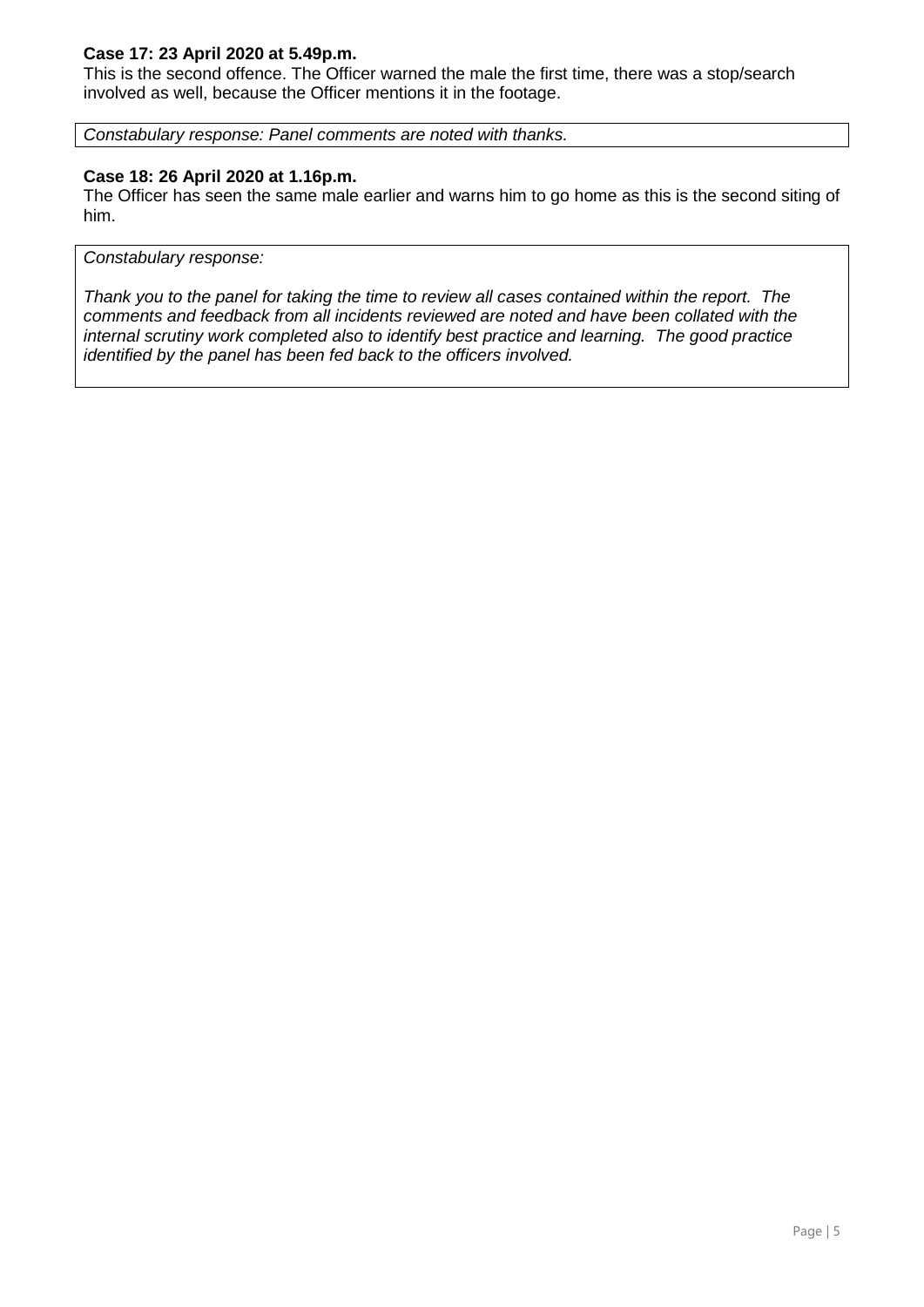**Case 17: 23 April 2020 at 5.49p.m.**

This is the second offence. The Officer warned the male the first time, there was a stop/search involved as well, because the Officer mentions it in the footage.

| |
|---|
| *Constabulary response: Panel comments are noted with thanks.* |

**Case 18: 26 April 2020 at 1.16p.m.**

The Officer has seen the same male earlier and warns him to go home as this is the second siting of him.

| |
|---|
| *Constabulary response:*<br><br>*Thank you to the panel for taking the time to review all cases contained within the report. The comments and feedback from all incidents reviewed are noted and have been collated with the internal scrutiny work completed also to identify best practice and learning. The good practice identified by the panel has been fed back to the officers involved.* |